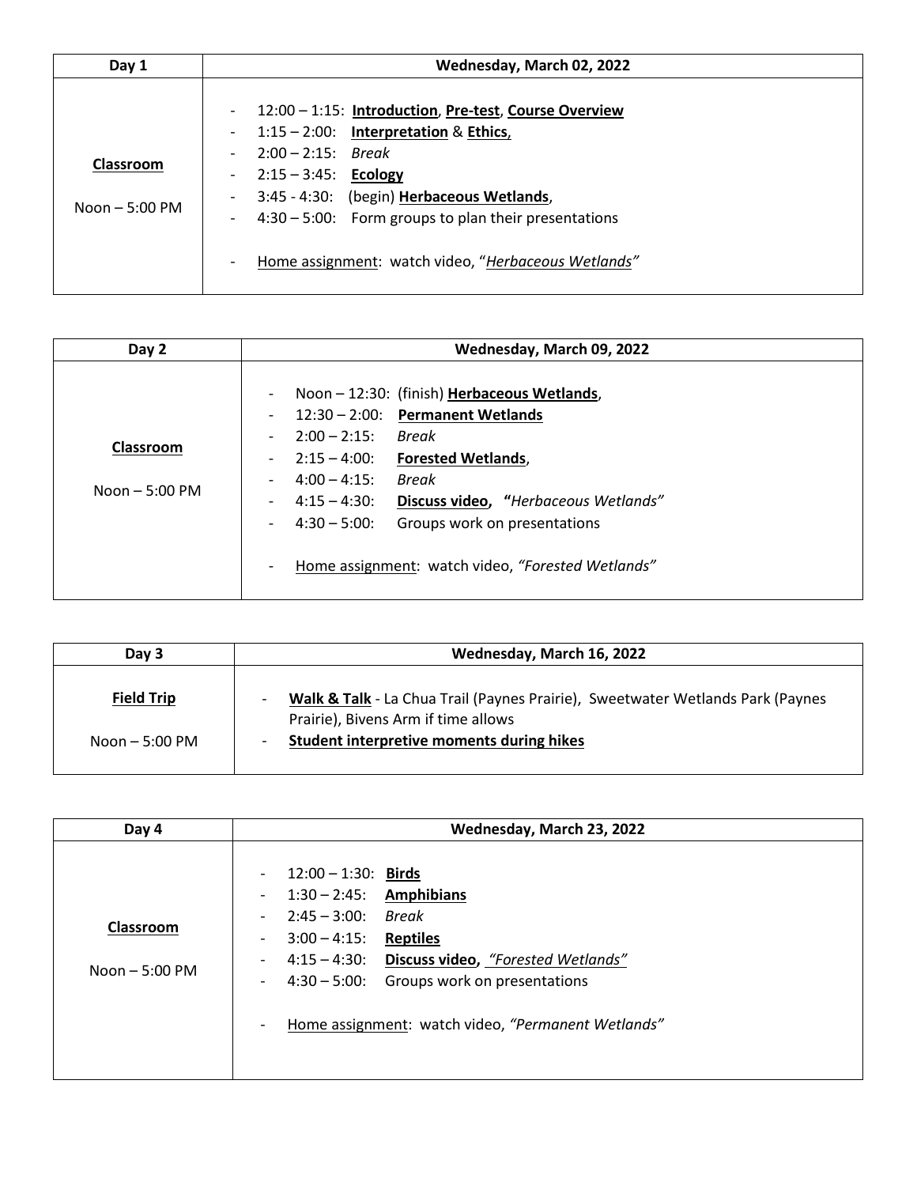| Day 1 | Wednesday, March 02, 2022 |
| --- | --- |
| **Classroom**<br><br>Noon – 5:00 PM | - 12:00 – 1:15: **Introduction**, **Pre-test**, **Course Overview**<br>- 1:15 – 2:00: **Interpretation** & **Ethics**,<br>- 2:00 – 2:15: *Break*<br>- 2:15 – 3:45: **Ecology**<br>- 3:45 - 4:30: (begin) **Herbaceous Wetlands**,<br>- 4:30 – 5:00: Form groups to plan their presentations<br><br>- Home assignment: watch video, "*Herbaceous Wetlands*" |

| Day 2 | Wednesday, March 09, 2022 |
| --- | --- |
| **Classroom**<br><br>Noon – 5:00 PM | - Noon – 12:30: (finish) **Herbaceous Wetlands**,<br>- 12:30 – 2:00: **Permanent Wetlands**<br>- 2:00 – 2:15: *Break*<br>- 2:15 – 4:00: **Forested Wetlands**,<br>- 4:00 – 4:15: *Break*<br>- 4:15 – 4:30: **Discuss video**, **"***Herbaceous Wetlands*"<br>- 4:30 – 5:00: Groups work on presentations<br><br>- Home assignment: watch video, *"Forested Wetlands"* |

| Day 3 | Wednesday, March 16, 2022 |
| --- | --- |
| **Field Trip**<br><br>Noon – 5:00 PM | - **Walk & Talk** - La Chua Trail (Paynes Prairie), Sweetwater Wetlands Park (Paynes Prairie), Bivens Arm if time allows<br>- **Student interpretive moments during hikes** |

| Day 4 | Wednesday, March 23, 2022 |
| --- | --- |
| **Classroom**<br><br>Noon – 5:00 PM | - 12:00 – 1:30: **Birds**<br>- 1:30 – 2:45: **Amphibians**<br>- 2:45 – 3:00: *Break*<br>- 3:00 – 4:15: **Reptiles**<br>- 4:15 – 4:30: **Discuss video**, *"Forested Wetlands"*<br>- 4:30 – 5:00: Groups work on presentations<br><br>- Home assignment: watch video, *"Permanent Wetlands"* |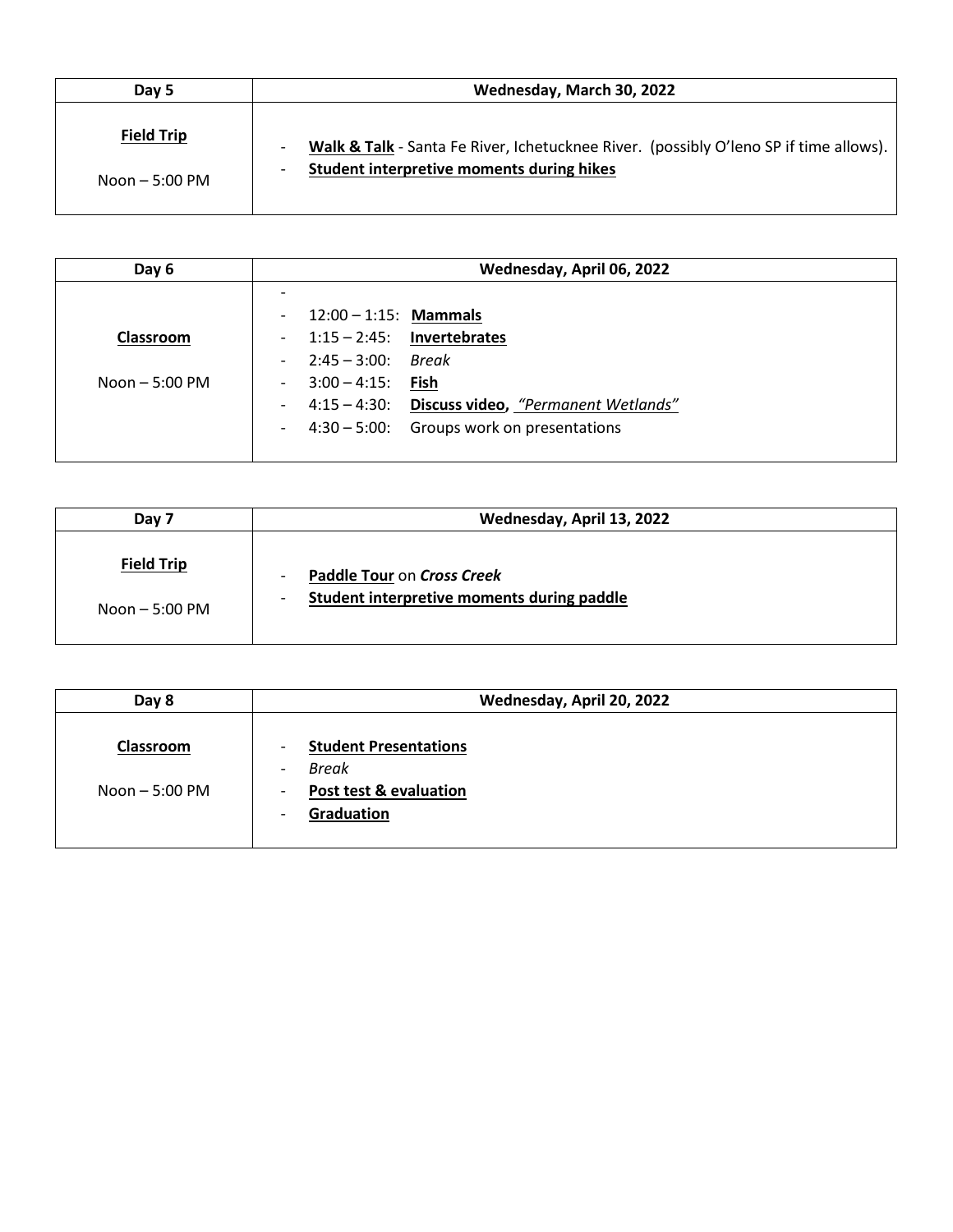| Day 5 | Wednesday, March 30, 2022 |
|---|---|
| **Field Trip**<br><br>Noon – 5:00 PM | - **Walk & Talk** - Santa Fe River, Ichetucknee River. (possibly O'leno SP if time allows).<br>- **Student interpretive moments during hikes** |

| Day 6 | Wednesday, April 06, 2022 |
|---|---|
| **Classroom**<br><br>Noon – 5:00 PM | -<br>- 12:00 – 1:15: **Mammals**<br>- 1:15 – 2:45: **Invertebrates**<br>- 2:45 – 3:00: *Break*<br>- 3:00 – 4:15: **Fish**<br>- 4:15 – 4:30: **Discuss video**, *"Permanent Wetlands"*<br>- 4:30 – 5:00: Groups work on presentations |

| Day 7 | Wednesday, April 13, 2022 |
|---|---|
| **Field Trip**<br><br>Noon – 5:00 PM | - **Paddle Tour** on ***Cross Creek***<br>- **Student interpretive moments during paddle** |

| Day 8 | Wednesday, April 20, 2022 |
|---|---|
| **Classroom**<br><br>Noon – 5:00 PM | - **Student Presentations**<br>- *Break*<br>- **Post test & evaluation**<br>- **Graduation** |